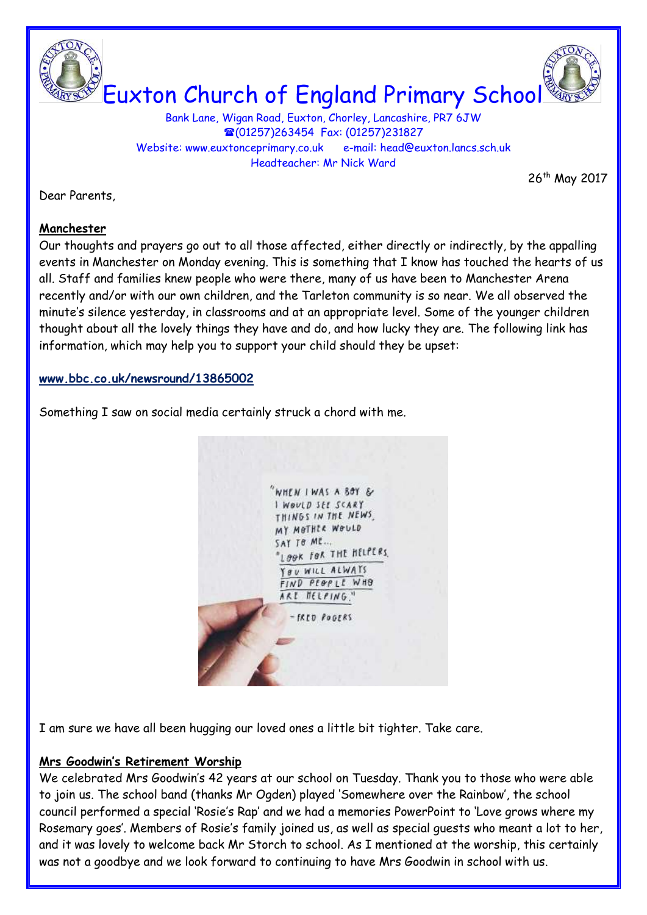# Euxton Church of England Primary School

Bank Lane, Wigan Road, Euxton, Chorley, Lancashire, PR7 6JW
☎(01257)263454 Fax: (01257)231827
Website: www.euxtonceprimary.co.uk e-mail: head@euxton.lancs.sch.uk
Headteacher: Mr Nick Ward

26th May 2017

Dear Parents,

**Manchester**

Our thoughts and prayers go out to all those affected, either directly or indirectly, by the appalling events in Manchester on Monday evening. This is something that I know has touched the hearts of us all. Staff and families knew people who were there, many of us have been to Manchester Arena recently and/or with our own children, and the Tarleton community is so near. We all observed the minute's silence yesterday, in classrooms and at an appropriate level. Some of the younger children thought about all the lovely things they have and do, and how lucky they are. The following link has information, which may help you to support your child should they be upset:

**www.bbc.co.uk/newsround/13865002**

Something I saw on social media certainly struck a chord with me.

"When I was a boy & I would see scary things in the news, my mother would say to me... "Look for the helpers. You will always find people who are helping." - Fred Rogers

I am sure we have all been hugging our loved ones a little bit tighter. Take care.

**Mrs Goodwin's Retirement Worship**

We celebrated Mrs Goodwin's 42 years at our school on Tuesday. Thank you to those who were able to join us. The school band (thanks Mr Ogden) played 'Somewhere over the Rainbow', the school council performed a special 'Rosie's Rap' and we had a memories PowerPoint to 'Love grows where my Rosemary goes'. Members of Rosie's family joined us, as well as special guests who meant a lot to her, and it was lovely to welcome back Mr Storch to school. As I mentioned at the worship, this certainly was not a goodbye and we look forward to continuing to have Mrs Goodwin in school with us.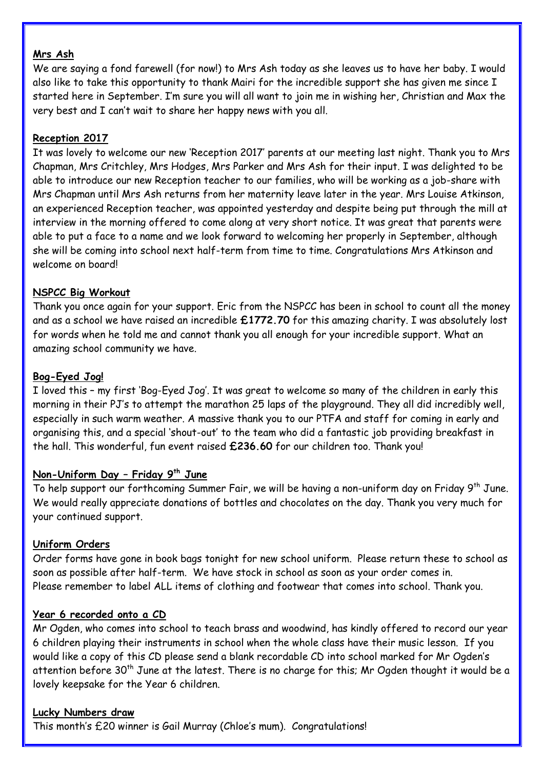## Mrs Ash

We are saying a fond farewell (for now!) to Mrs Ash today as she leaves us to have her baby. I would also like to take this opportunity to thank Mairi for the incredible support she has given me since I started here in September. I'm sure you will all want to join me in wishing her, Christian and Max the very best and I can't wait to share her happy news with you all.

## Reception 2017

It was lovely to welcome our new 'Reception 2017' parents at our meeting last night. Thank you to Mrs Chapman, Mrs Critchley, Mrs Hodges, Mrs Parker and Mrs Ash for their input. I was delighted to be able to introduce our new Reception teacher to our families, who will be working as a job-share with Mrs Chapman until Mrs Ash returns from her maternity leave later in the year. Mrs Louise Atkinson, an experienced Reception teacher, was appointed yesterday and despite being put through the mill at interview in the morning offered to come along at very short notice. It was great that parents were able to put a face to a name and we look forward to welcoming her properly in September, although she will be coming into school next half-term from time to time. Congratulations Mrs Atkinson and welcome on board!

## NSPCC Big Workout

Thank you once again for your support. Eric from the NSPCC has been in school to count all the money and as a school we have raised an incredible **£1772.70** for this amazing charity. I was absolutely lost for words when he told me and cannot thank you all enough for your incredible support. What an amazing school community we have.

## Bog-Eyed Jog!

I loved this – my first 'Bog-Eyed Jog'. It was great to welcome so many of the children in early this morning in their PJ's to attempt the marathon 25 laps of the playground. They all did incredibly well, especially in such warm weather. A massive thank you to our PTFA and staff for coming in early and organising this, and a special 'shout-out' to the team who did a fantastic job providing breakfast in the hall. This wonderful, fun event raised **£236.60** for our children too. Thank you!

## Non-Uniform Day – Friday 9th June

To help support our forthcoming Summer Fair, we will be having a non-uniform day on Friday 9th June. We would really appreciate donations of bottles and chocolates on the day. Thank you very much for your continued support.

## Uniform Orders

Order forms have gone in book bags tonight for new school uniform. Please return these to school as soon as possible after half-term. We have stock in school as soon as your order comes in.
Please remember to label ALL items of clothing and footwear that comes into school. Thank you.

## Year 6 recorded onto a CD

Mr Ogden, who comes into school to teach brass and woodwind, has kindly offered to record our year 6 children playing their instruments in school when the whole class have their music lesson. If you would like a copy of this CD please send a blank recordable CD into school marked for Mr Ogden's attention before 30th June at the latest. There is no charge for this; Mr Ogden thought it would be a lovely keepsake for the Year 6 children.

## Lucky Numbers draw

This month's £20 winner is Gail Murray (Chloe's mum). Congratulations!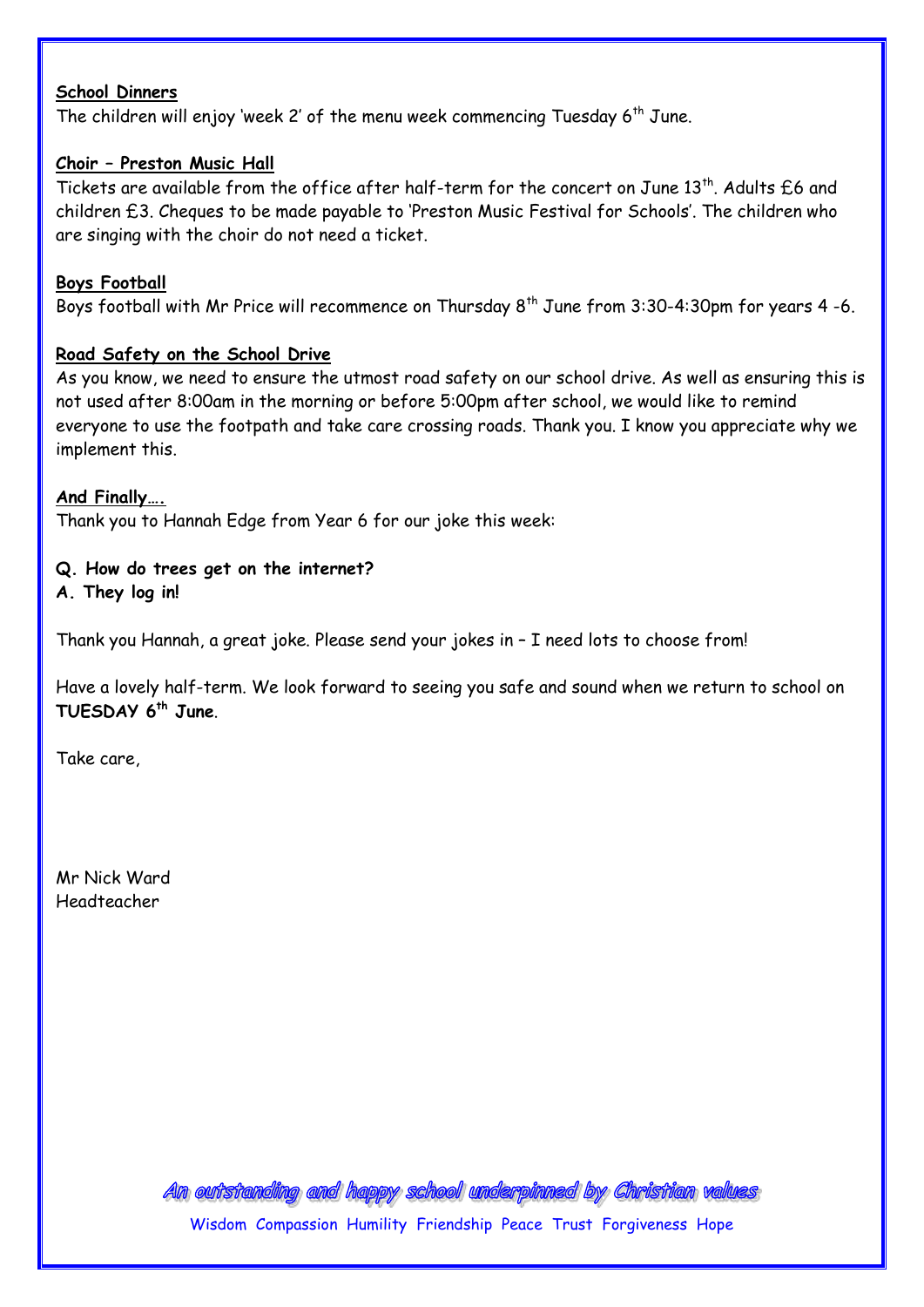**School Dinners**

The children will enjoy 'week 2' of the menu week commencing Tuesday 6th June.

**Choir – Preston Music Hall**

Tickets are available from the office after half-term for the concert on June 13th. Adults £6 and children £3. Cheques to be made payable to 'Preston Music Festival for Schools'. The children who are singing with the choir do not need a ticket.

**Boys Football**

Boys football with Mr Price will recommence on Thursday 8th June from 3:30-4:30pm for years 4 -6.

**Road Safety on the School Drive**

As you know, we need to ensure the utmost road safety on our school drive. As well as ensuring this is not used after 8:00am in the morning or before 5:00pm after school, we would like to remind everyone to use the footpath and take care crossing roads. Thank you. I know you appreciate why we implement this.

**And Finally….**

Thank you to Hannah Edge from Year 6 for our joke this week:

**Q. How do trees get on the internet?**
**A. They log in!**

Thank you Hannah, a great joke. Please send your jokes in – I need lots to choose from!

Have a lovely half-term. We look forward to seeing you safe and sound when we return to school on **TUESDAY 6th June**.

Take care,

Mr Nick Ward
Headteacher

*An outstanding and happy school underpinned by Christian values*

Wisdom Compassion Humility Friendship Peace Trust Forgiveness Hope